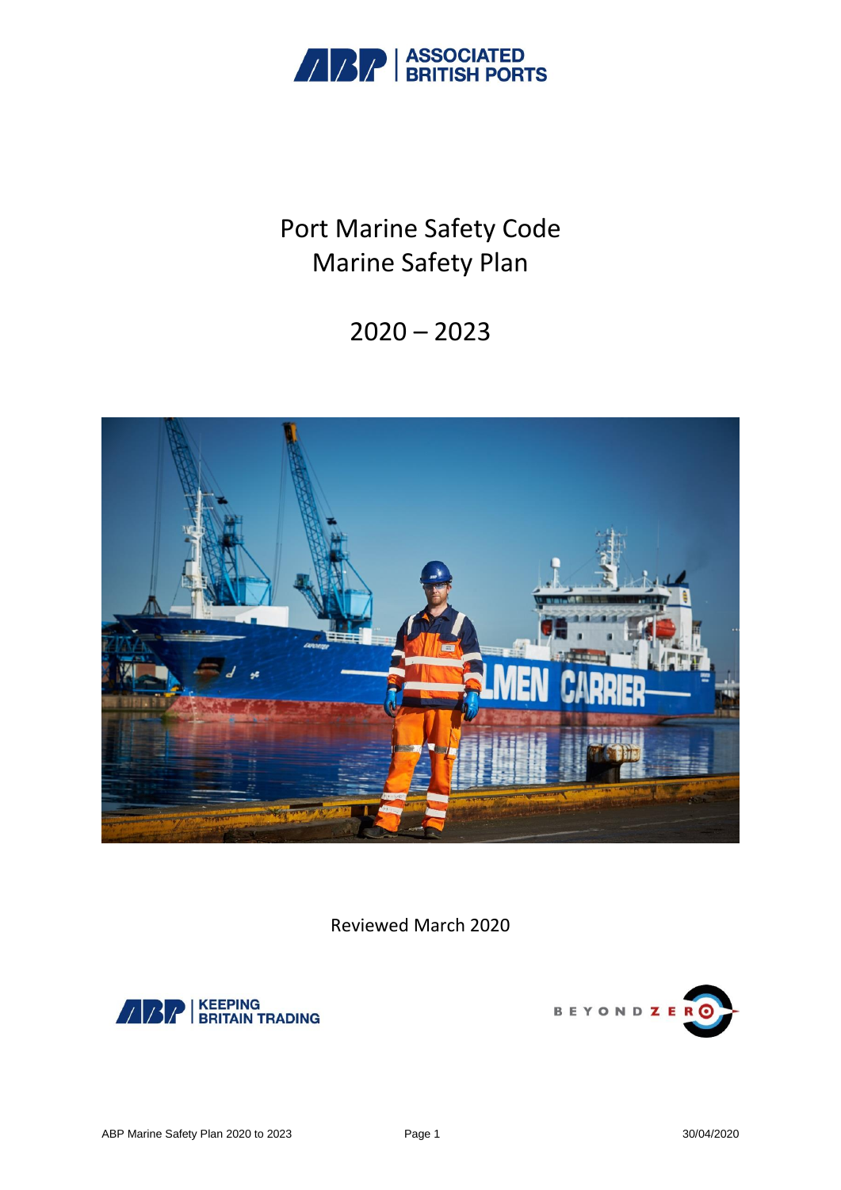# Port Marine Safety Code Marine Safety Plan

## 2020 – 2023

Reviewed March 2020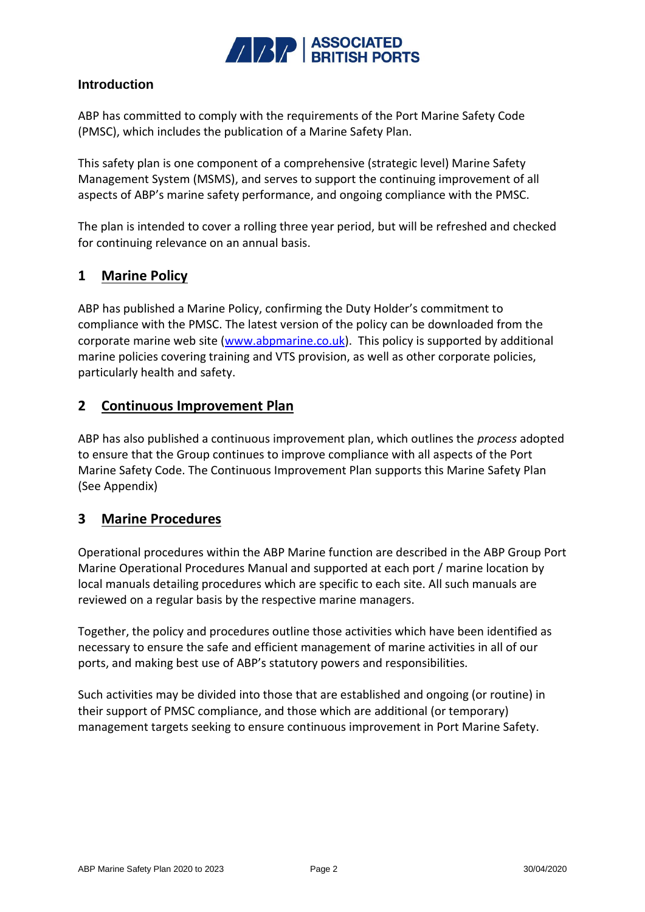## Introduction

ABP has committed to comply with the requirements of the Port Marine Safety Code (PMSC), which includes the publication of a Marine Safety Plan.

This safety plan is one component of a comprehensive (strategic level) Marine Safety Management System (MSMS), and serves to support the continuing improvement of all aspects of ABP's marine safety performance, and ongoing compliance with the PMSC.

The plan is intended to cover a rolling three year period, but will be refreshed and checked for continuing relevance on an annual basis.

## 1 Marine Policy

ABP has published a Marine Policy, confirming the Duty Holder's commitment to compliance with the PMSC. The latest version of the policy can be downloaded from the corporate marine web site ([www.abpmarine.co.uk](www.abpmarine.co.uk)). This policy is supported by additional marine policies covering training and VTS provision, as well as other corporate policies, particularly health and safety.

## 2 Continuous Improvement Plan

ABP has also published a continuous improvement plan, which outlines the *process* adopted to ensure that the Group continues to improve compliance with all aspects of the Port Marine Safety Code. The Continuous Improvement Plan supports this Marine Safety Plan (See Appendix)

## 3 Marine Procedures

Operational procedures within the ABP Marine function are described in the ABP Group Port Marine Operational Procedures Manual and supported at each port / marine location by local manuals detailing procedures which are specific to each site. All such manuals are reviewed on a regular basis by the respective marine managers.

Together, the policy and procedures outline those activities which have been identified as necessary to ensure the safe and efficient management of marine activities in all of our ports, and making best use of ABP's statutory powers and responsibilities.

Such activities may be divided into those that are established and ongoing (or routine) in their support of PMSC compliance, and those which are additional (or temporary) management targets seeking to ensure continuous improvement in Port Marine Safety.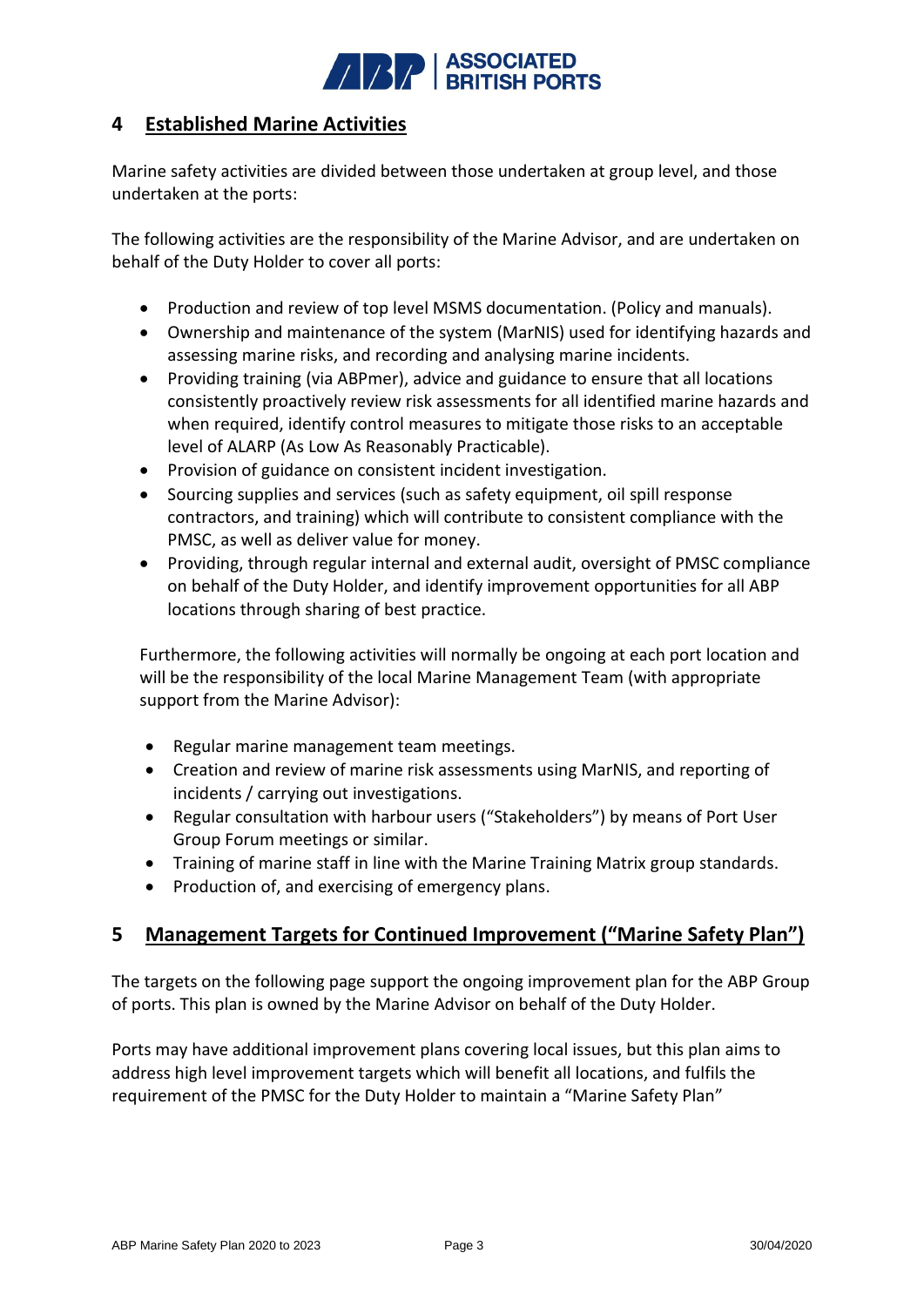## 4 Established Marine Activities

Marine safety activities are divided between those undertaken at group level, and those undertaken at the ports:

The following activities are the responsibility of the Marine Advisor, and are undertaken on behalf of the Duty Holder to cover all ports:

- Production and review of top level MSMS documentation. (Policy and manuals).
- Ownership and maintenance of the system (MarNIS) used for identifying hazards and assessing marine risks, and recording and analysing marine incidents.
- Providing training (via ABPmer), advice and guidance to ensure that all locations consistently proactively review risk assessments for all identified marine hazards and when required, identify control measures to mitigate those risks to an acceptable level of ALARP (As Low As Reasonably Practicable).
- Provision of guidance on consistent incident investigation.
- Sourcing supplies and services (such as safety equipment, oil spill response contractors, and training) which will contribute to consistent compliance with the PMSC, as well as deliver value for money.
- Providing, through regular internal and external audit, oversight of PMSC compliance on behalf of the Duty Holder, and identify improvement opportunities for all ABP locations through sharing of best practice.

Furthermore, the following activities will normally be ongoing at each port location and will be the responsibility of the local Marine Management Team (with appropriate support from the Marine Advisor):

- Regular marine management team meetings.
- Creation and review of marine risk assessments using MarNIS, and reporting of incidents / carrying out investigations.
- Regular consultation with harbour users ("Stakeholders") by means of Port User Group Forum meetings or similar.
- Training of marine staff in line with the Marine Training Matrix group standards.
- Production of, and exercising of emergency plans.

## 5 Management Targets for Continued Improvement ("Marine Safety Plan")

The targets on the following page support the ongoing improvement plan for the ABP Group of ports. This plan is owned by the Marine Advisor on behalf of the Duty Holder.

Ports may have additional improvement plans covering local issues, but this plan aims to address high level improvement targets which will benefit all locations, and fulfils the requirement of the PMSC for the Duty Holder to maintain a "Marine Safety Plan"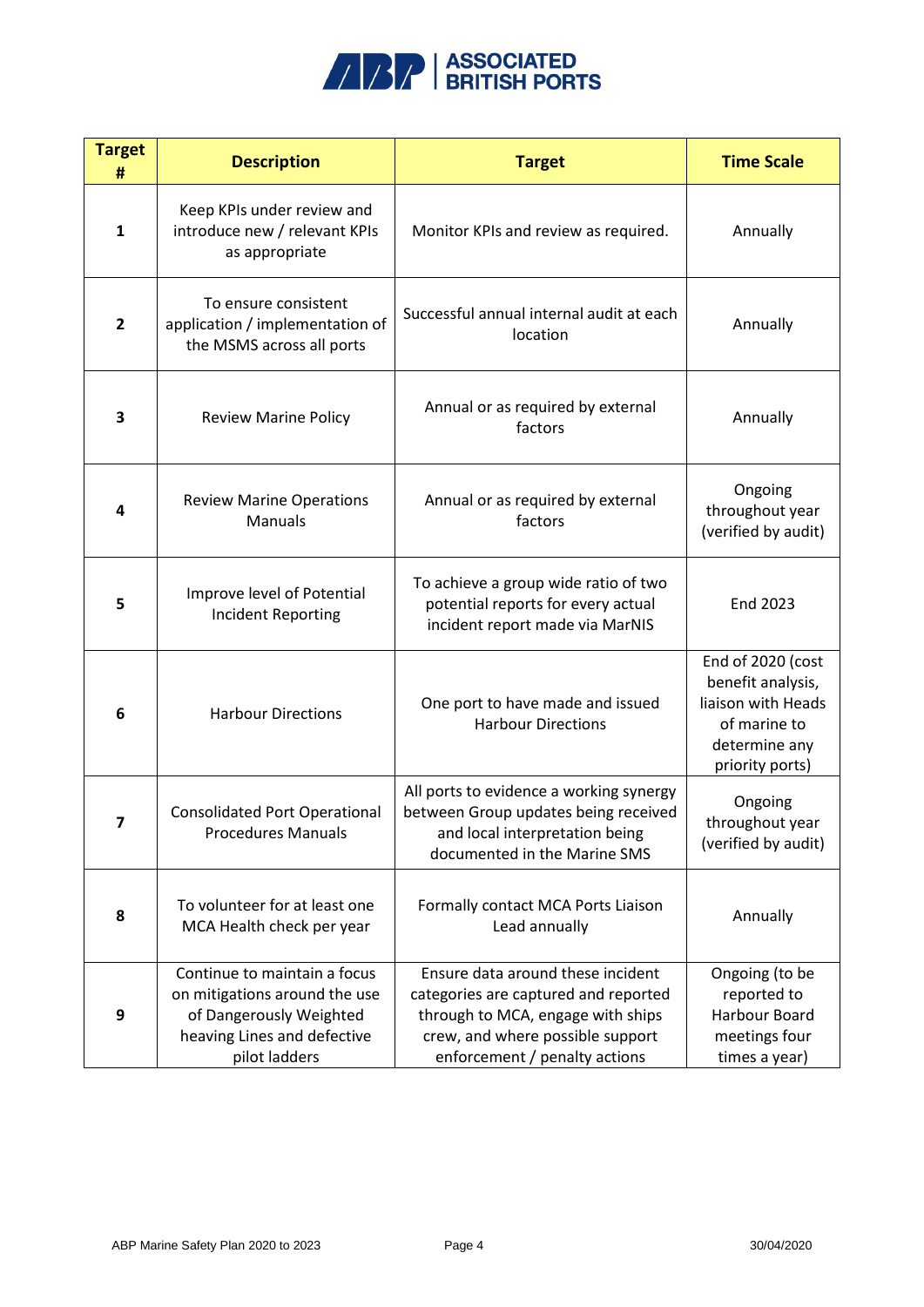| Target # | Description | Target | Time Scale |
|---|---|---|---|
| 1 | Keep KPIs under review and introduce new / relevant KPIs as appropriate | Monitor KPIs and review as required. | Annually |
| 2 | To ensure consistent application / implementation of the MSMS across all ports | Successful annual internal audit at each location | Annually |
| 3 | Review Marine Policy | Annual or as required by external factors | Annually |
| 4 | Review Marine Operations Manuals | Annual or as required by external factors | Ongoing throughout year (verified by audit) |
| 5 | Improve level of Potential Incident Reporting | To achieve a group wide ratio of two potential reports for every actual incident report made via MarNIS | End 2023 |
| 6 | Harbour Directions | One port to have made and issued Harbour Directions | End of 2020 (cost benefit analysis, liaison with Heads of marine to determine any priority ports) |
| 7 | Consolidated Port Operational Procedures Manuals | All ports to evidence a working synergy between Group updates being received and local interpretation being documented in the Marine SMS | Ongoing throughout year (verified by audit) |
| 8 | To volunteer for at least one MCA Health check per year | Formally contact MCA Ports Liaison Lead annually | Annually |
| 9 | Continue to maintain a focus on mitigations around the use of Dangerously Weighted heaving Lines and defective pilot ladders | Ensure data around these incident categories are captured and reported through to MCA, engage with ships crew, and where possible support enforcement / penalty actions | Ongoing (to be reported to Harbour Board meetings four times a year) |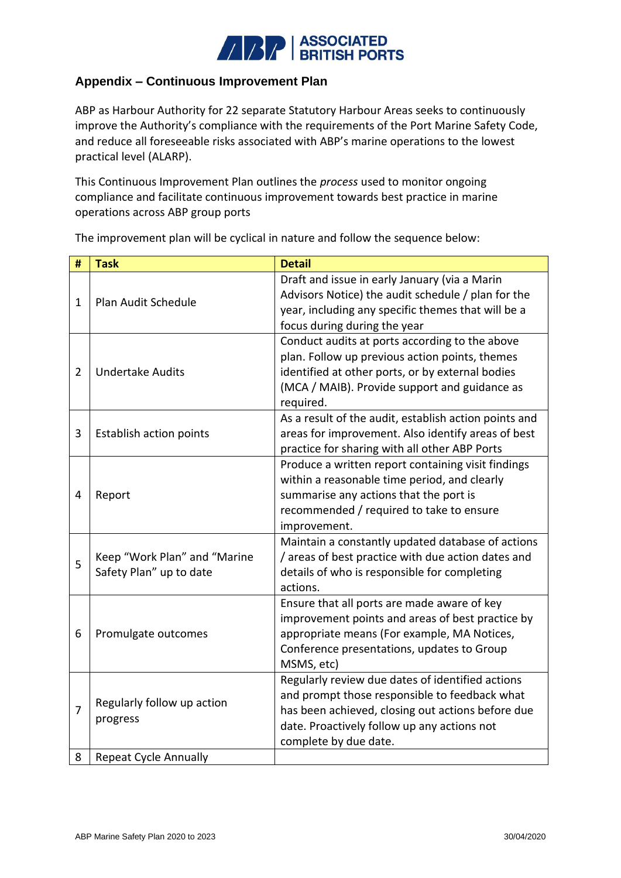## Appendix – Continuous Improvement Plan

ABP as Harbour Authority for 22 separate Statutory Harbour Areas seeks to continuously improve the Authority's compliance with the requirements of the Port Marine Safety Code, and reduce all foreseeable risks associated with ABP's marine operations to the lowest practical level (ALARP).

This Continuous Improvement Plan outlines the *process* used to monitor ongoing compliance and facilitate continuous improvement towards best practice in marine operations across ABP group ports

The improvement plan will be cyclical in nature and follow the sequence below:

| # | Task | Detail |
|---|---|---|
| 1 | Plan Audit Schedule | Draft and issue in early January (via a Marin Advisors Notice) the audit schedule / plan for the year, including any specific themes that will be a focus during during the year |
| 2 | Undertake Audits | Conduct audits at ports according to the above plan. Follow up previous action points, themes identified at other ports, or by external bodies (MCA / MAIB). Provide support and guidance as required. |
| 3 | Establish action points | As a result of the audit, establish action points and areas for improvement. Also identify areas of best practice for sharing with all other ABP Ports |
| 4 | Report | Produce a written report containing visit findings within a reasonable time period, and clearly summarise any actions that the port is recommended / required to take to ensure improvement. |
| 5 | Keep "Work Plan" and "Marine Safety Plan" up to date | Maintain a constantly updated database of actions / areas of best practice with due action dates and details of who is responsible for completing actions. |
| 6 | Promulgate outcomes | Ensure that all ports are made aware of key improvement points and areas of best practice by appropriate means (For example, MA Notices, Conference presentations, updates to Group MSMS, etc) |
| 7 | Regularly follow up action progress | Regularly review due dates of identified actions and prompt those responsible to feedback what has been achieved, closing out actions before due date. Proactively follow up any actions not complete by due date. |
| 8 | Repeat Cycle Annually | |